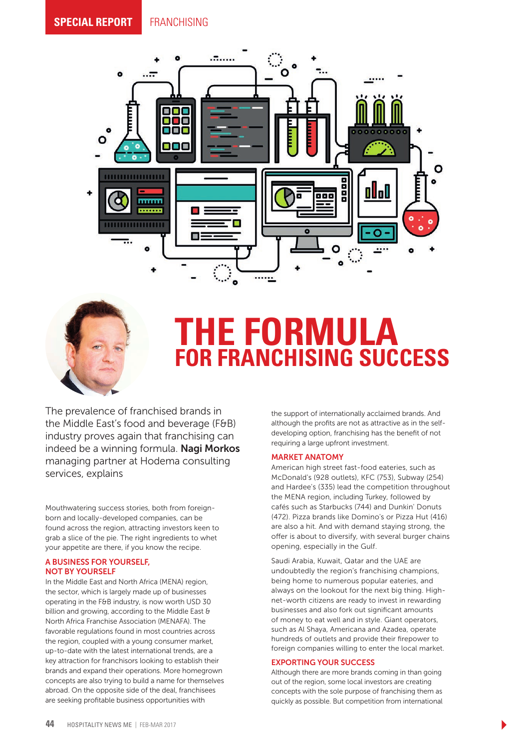SPECIAL REPORT FRANCHISING

# THE FORMULA
## FOR FRANCHISING SUCCESS

The prevalence of franchised brands in the Middle East's food and beverage (F&B) industry proves again that franchising can indeed be a winning formula. **Nagi Morkos** managing partner at Hodema consulting services, explains

Mouthwatering success stories, both from foreign-born and locally-developed companies, can be found across the region, attracting investors keen to grab a slice of the pie. The right ingredients to whet your appetite are there, if you know the recipe.

### A BUSINESS FOR YOURSELF, NOT BY YOURSELF

In the Middle East and North Africa (MENA) region, the sector, which is largely made up of businesses operating in the F&B industry, is now worth USD 30 billion and growing, according to the Middle East & North Africa Franchise Association (MENAFA). The favorable regulations found in most countries across the region, coupled with a young consumer market, up-to-date with the latest international trends, are a key attraction for franchisors looking to establish their brands and expand their operations. More homegrown concepts are also trying to build a name for themselves abroad. On the opposite side of the deal, franchisees are seeking profitable business opportunities with the support of internationally acclaimed brands. And although the profits are not as attractive as in the self-developing option, franchising has the benefit of not requiring a large upfront investment.

### MARKET ANATOMY

American high street fast-food eateries, such as McDonald's (928 outlets), KFC (753), Subway (254) and Hardee's (335) lead the competition throughout the MENA region, including Turkey, followed by cafés such as Starbucks (744) and Dunkin' Donuts (472). Pizza brands like Domino's or Pizza Hut (416) are also a hit. And with demand staying strong, the offer is about to diversify, with several burger chains opening, especially in the Gulf.

Saudi Arabia, Kuwait, Qatar and the UAE are undoubtedly the region's franchising champions, being home to numerous popular eateries, and always on the lookout for the next big thing. High-net-worth citizens are ready to invest in rewarding businesses and also fork out significant amounts of money to eat well and in style. Giant operators, such as Al Shaya, Americana and Azadea, operate hundreds of outlets and provide their firepower to foreign companies willing to enter the local market.

### EXPORTING YOUR SUCCESS

Although there are more brands coming in than going out of the region, some local investors are creating concepts with the sole purpose of franchising them as quickly as possible. But competition from international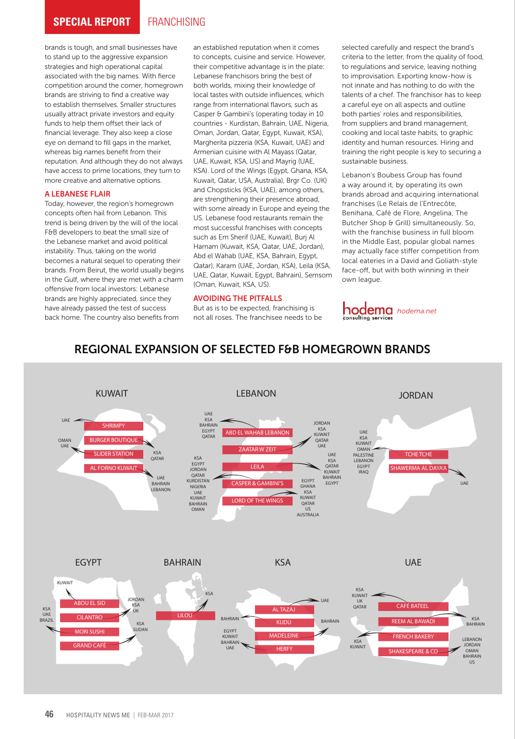brands is tough, and small businesses have to stand up to the aggressive expansion strategies and high operational capital associated with the big names. With fierce competition around the corner, homegrown brands are striving to find a creative way to establish themselves. Smaller structures usually attract private investors and equity funds to help them offset their lack of financial leverage. They also keep a close eye on demand to fill gaps in the market, whereas big names benefit from their reputation. And although they do not always have access to prime locations, they turn to more creative and alternative options.

### A LEBANESE FLAIR

Today, however, the region's homegrown concepts often hail from Lebanon. This trend is being driven by the will of the local F&B developers to beat the small size of the Lebanese market and avoid political instability. Thus, taking on the world becomes a natural sequel to operating their brands. From Beirut, the world usually begins in the Gulf, where they are met with a charm offensive from local investors: Lebanese brands are highly appreciated, since they have already passed the test of success back home. The country also benefits from an established reputation when it comes to concepts, cuisine and service. However, their competitive advantage is in the plate: Lebanese franchisors bring the best of both worlds, mixing their knowledge of local tastes with outside influences, which range from international flavors, such as Casper & Gambini's (operating today in 10 countries - Kurdistan, Bahrain, UAE, Nigeria, Oman, Jordan, Qatar, Egypt, Kuwait, KSA), Margherita pizzeria (KSA, Kuwait, UAE) and Armenian cuisine with Al Mayass (Qatar, UAE, Kuwait, KSA, US) and Mayrig (UAE, KSA). Lord of the Wings (Egypt, Ghana, KSA, Kuwait, Qatar, USA, Australia), Brgr Co. (UK) and Chopsticks (KSA, UAE), among others, are strengthening their presence abroad, with some already in Europe and eyeing the US. Lebanese food restaurants remain the most successful franchises with concepts such as Em Sherif (UAE, Kuwait), Burj Al Hamam (Kuwait, KSA, Qatar, UAE, Jordan), Abd el Wahab (UAE, KSA, Bahrain, Egypt, Qatar), Karam (UAE, Jordan, KSA), Leila (KSA, UAE, Qatar, Kuwait, Egypt, Bahrain), Semsom (Oman, Kuwait, KSA, US).

### AVOIDING THE PITFALLS

But as is to be expected, franchising is not all roses. The franchisee needs to be selected carefully and respect the brand's criteria to the letter, from the quality of food, to regulations and service, leaving nothing to improvisation. Exporting know-how is not innate and has nothing to do with the talents of a chef. The franchisor has to keep a careful eye on all aspects and outline both parties' roles and responsibilities, from suppliers and brand management, cooking and local taste habits, to graphic identity and human resources. Hiring and training the right people is key to securing a sustainable business.

Lebanon's Boubess Group has found a way around it, by operating its own brands abroad and acquiring international franchises (Le Relais de l'Entrecôte, Benihana, Café de Flore, Angelina, The Butcher Shop & Grill) simultaneously. So, with the franchise business in full bloom in the Middle East, popular global names may actually face stiffer competition from local eateries in a David and Goliath-style face-off, but with both winning in their own league.

hodema consulting services *hodema.net*

## REGIONAL EXPANSION OF SELECTED F&B HOMEGROWN BRANDS

KUWAIT
SHRIMPY — UAE
BURGER BOUTIQUE — OMAN, UAE
SLIDER STATION — KSA, QATAR
AL FORNO KUWAIT — UAE, BAHRAIN, LEBANON

LEBANON
ABD EL WAHAB LEBANON — UAE, KSA, BAHRAIN, EGYPT, QATAR
ZAATAR W ZEIT — JORDAN, KSA, KUWAIT, QATAR, UAE
LEILA — UAE, KSA, QATAR, KUWAIT, BAHRAIN, EGYPT
CASPER & GAMBINI'S — KSA, EGYPT, JORDAN, QATAR, KURDISTAN, NIGERIA, UAE, KUWAIT, BAHRAIN, OMAN
LORD OF THE WINGS — EGYPT, GHANA, KSA, KUWAIT, QATAR, US, AUSTRALIA

JORDAN
TCHE TCHE — UAE, KSA, KUWAIT, OMAN, PALESTINE, LEBANON, EGYPT, IRAQ
SHAWERMA AL DAYA'A — UAE

EGYPT
ABOU EL SID — KUWAIT
CILANTRO — JORDAN, KSA, UK
MORI SUSHI — KSA, UAE, BRAZIL
GRAND CAFÉ — KSA, SUDAN

BAHRAIN
LILOU — KSA

KSA
AL TAZAJ — UAE
KUDU — BAHRAIN
MADELEINE — BAHRAIN
HERFY — EGYPT, KUWAIT, BAHRAIN, UAE

UAE
CAFÉ BATEEL — KSA, KUWAIT, UK, QATAR
REEM AL BAWADI — KSA, BAHRAIN
FRENCH BAKERY — KSA, KUWAIT
SHAKESPEARE & CO — LEBANON, JORDAN, OMAN, BAHRAIN, US